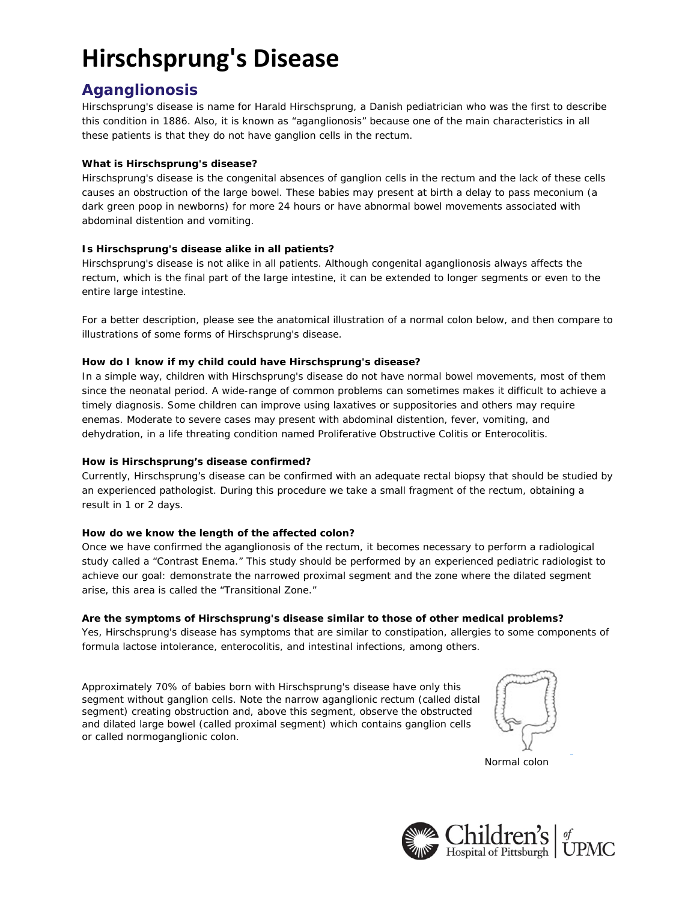# Hirschsprung's Disease

## Aganglionosis

Hirschsprung's disease is name for Harald Hirschsprung, a Danish pediatrician who was the first to describe this condition in 1886. Also, it is known as “aganglionosis” because one of the main characteristics in all these patients is that they do not have ganglion cells in the rectum.

**What is Hirschsprung's disease?**

Hirschsprung's disease is the congenital absences of ganglion cells in the rectum and the lack of these cells causes an obstruction of the large bowel. These babies may present at birth a delay to pass meconium (a dark green poop in newborns) for more 24 hours or have abnormal bowel movements associated with abdominal distention and vomiting.

**Is Hirschsprung's disease alike in all patients?**

Hirschsprung's disease is not alike in all patients. Although congenital aganglionosis always affects the rectum, which is the final part of the large intestine, it can be extended to longer segments or even to the entire large intestine.

For a better description, please see the anatomical illustration of a normal colon below, and then compare to illustrations of some forms of Hirschsprung's disease.

**How do I know if my child could have Hirschsprung's disease?**

In a simple way, children with Hirschsprung's disease do not have normal bowel movements, most of them since the neonatal period. A wide-range of common problems can sometimes makes it difficult to achieve a timely diagnosis. Some children can improve using laxatives or suppositories and others may require enemas. Moderate to severe cases may present with abdominal distention, fever, vomiting, and dehydration, in a life threating condition named Proliferative Obstructive Colitis or Enterocolitis.

**How is Hirschsprung’s disease confirmed?**

Currently, Hirschsprung’s disease can be confirmed with an adequate rectal biopsy that should be studied by an experienced pathologist. During this procedure we take a small fragment of the rectum, obtaining a result in 1 or 2 days.

**How do we know the length of the affected colon?**

Once we have confirmed the aganglionosis of the rectum, it becomes necessary to perform a radiological study called a “Contrast Enema.” This study should be performed by an experienced pediatric radiologist to achieve our goal: demonstrate the narrowed proximal segment and the zone where the dilated segment arise, this area is called the “Transitional Zone.”

**Are the symptoms of Hirschsprung's disease similar to those of other medical problems?**

Yes, Hirschsprung's disease has symptoms that are similar to constipation, allergies to some components of formula lactose intolerance, enterocolitis, and intestinal infections, among others.

Approximately 70% of babies born with Hirschsprung's disease have only this segment without ganglion cells. Note the narrow aganglionic rectum (called distal segment) creating obstruction and, above this segment, observe the obstructed and dilated large bowel (called proximal segment) which contains ganglion cells or called normoganglionic colon.

Normal colon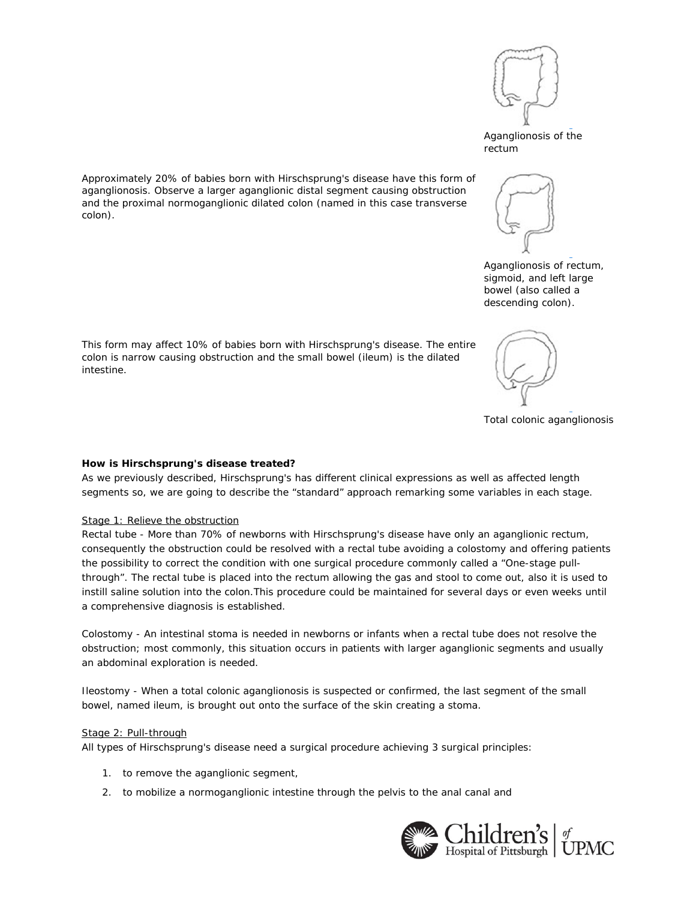Aganglionosis of the rectum

Approximately 20% of babies born with Hirschsprung's disease have this form of aganglionosis. Observe a larger aganglionic distal segment causing obstruction and the proximal normoganglionic dilated colon (named in this case transverse colon).

Aganglionosis of rectum, sigmoid, and left large bowel (also called a descending colon).

This form may affect 10% of babies born with Hirschsprung's disease. The entire colon is narrow causing obstruction and the small bowel (ileum) is the dilated intestine.

Total colonic aganglionosis

**How is Hirschsprung's disease treated?**

As we previously described, Hirschsprung's has different clinical expressions as well as affected length segments so, we are going to describe the “standard” approach remarking some variables in each stage.

Stage 1: Relieve the obstruction

Rectal tube - More than 70% of newborns with Hirschsprung's disease have only an aganglionic rectum, consequently the obstruction could be resolved with a rectal tube avoiding a colostomy and offering patients the possibility to correct the condition with one surgical procedure commonly called a “One-stage pull-through”. The rectal tube is placed into the rectum allowing the gas and stool to come out, also it is used to instill saline solution into the colon.This procedure could be maintained for several days or even weeks until a comprehensive diagnosis is established.

Colostomy - An intestinal stoma is needed in newborns or infants when a rectal tube does not resolve the obstruction; most commonly, this situation occurs in patients with larger aganglionic segments and usually an abdominal exploration is needed.

Ileostomy - When a total colonic aganglionosis is suspected or confirmed, the last segment of the small bowel, named ileum, is brought out onto the surface of the skin creating a stoma.

Stage 2: Pull-through

All types of Hirschsprung's disease need a surgical procedure achieving 3 surgical principles:

1. to remove the aganglionic segment,
2. to mobilize a normoganglionic intestine through the pelvis to the anal canal and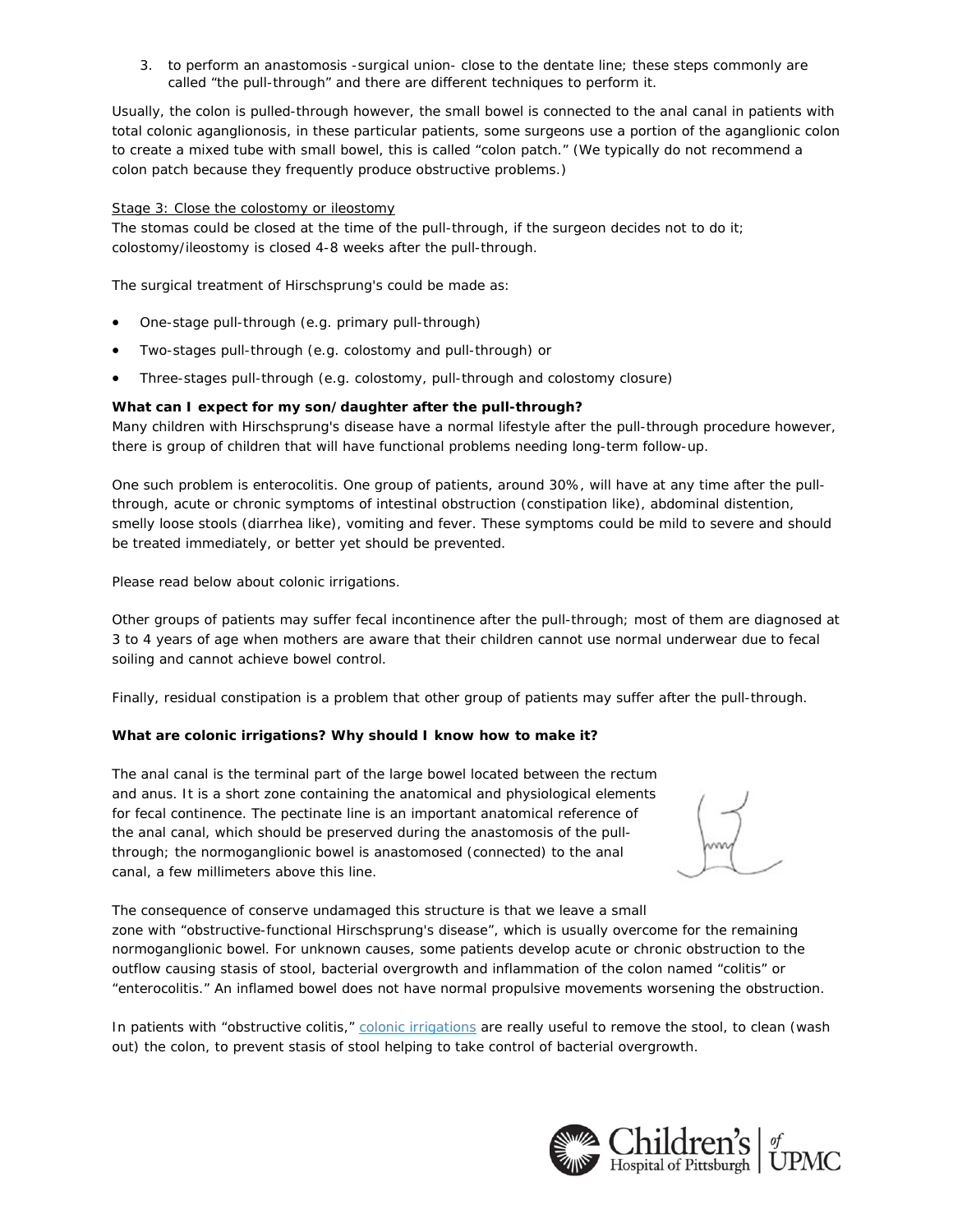3. to perform an anastomosis -surgical union- close to the dentate line; these steps commonly are called "the pull-through" and there are different techniques to perform it.

Usually, the colon is pulled-through however, the small bowel is connected to the anal canal in patients with total colonic aganglionosis, in these particular patients, some surgeons use a portion of the aganglionic colon to create a mixed tube with small bowel, this is called "colon patch." (We typically do not recommend a colon patch because they frequently produce obstructive problems.)

Stage 3: Close the colostomy or ileostomy

The stomas could be closed at the time of the pull-through, if the surgeon decides not to do it; colostomy/ileostomy is closed 4-8 weeks after the pull-through.

The surgical treatment of Hirschsprung's could be made as:

- One-stage pull-through (e.g. primary pull-through)
- Two-stages pull-through (e.g. colostomy and pull-through) or
- Three-stages pull-through (e.g. colostomy, pull-through and colostomy closure)

**What can I expect for my son/daughter after the pull-through?**

Many children with Hirschsprung's disease have a normal lifestyle after the pull-through procedure however, there is group of children that will have functional problems needing long-term follow-up.

One such problem is enterocolitis. One group of patients, around 30%, will have at any time after the pull-through, acute or chronic symptoms of intestinal obstruction (constipation like), abdominal distention, smelly loose stools (diarrhea like), vomiting and fever. These symptoms could be mild to severe and should be treated immediately, or better yet should be prevented.

Please read below about colonic irrigations.

Other groups of patients may suffer fecal incontinence after the pull-through; most of them are diagnosed at 3 to 4 years of age when mothers are aware that their children cannot use normal underwear due to fecal soiling and cannot achieve bowel control.

Finally, residual constipation is a problem that other group of patients may suffer after the pull-through.

**What are colonic irrigations? Why should I know how to make it?**

The anal canal is the terminal part of the large bowel located between the rectum and anus. It is a short zone containing the anatomical and physiological elements for fecal continence. The pectinate line is an important anatomical reference of the anal canal, which should be preserved during the anastomosis of the pull-through; the normoganglionic bowel is anastomosed (connected) to the anal canal, a few millimeters above this line.

The consequence of conserve undamaged this structure is that we leave a small zone with "obstructive-functional Hirschsprung's disease", which is usually overcome for the remaining normoganglionic bowel. For unknown causes, some patients develop acute or chronic obstruction to the outflow causing stasis of stool, bacterial overgrowth and inflammation of the colon named "colitis" or "enterocolitis." An inflamed bowel does not have normal propulsive movements worsening the obstruction.

In patients with "obstructive colitis," colonic irrigations are really useful to remove the stool, to clean (wash out) the colon, to prevent stasis of stool helping to take control of bacterial overgrowth.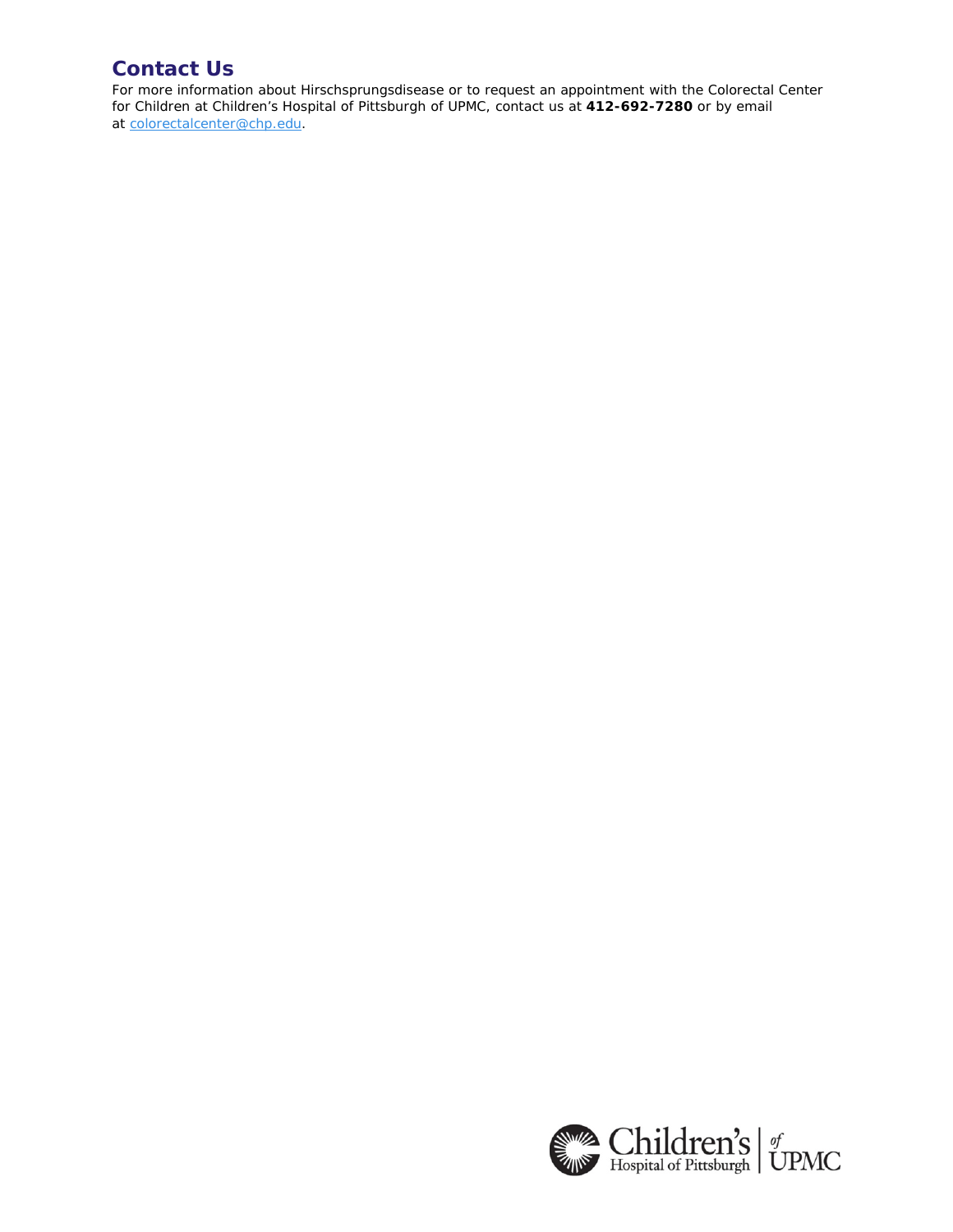## Contact Us

For more information about Hirschsprungsdisease or to request an appointment with the Colorectal Center for Children at Children's Hospital of Pittsburgh of UPMC, contact us at **412-692-7280** or by email at colorectalcenter@chp.edu.